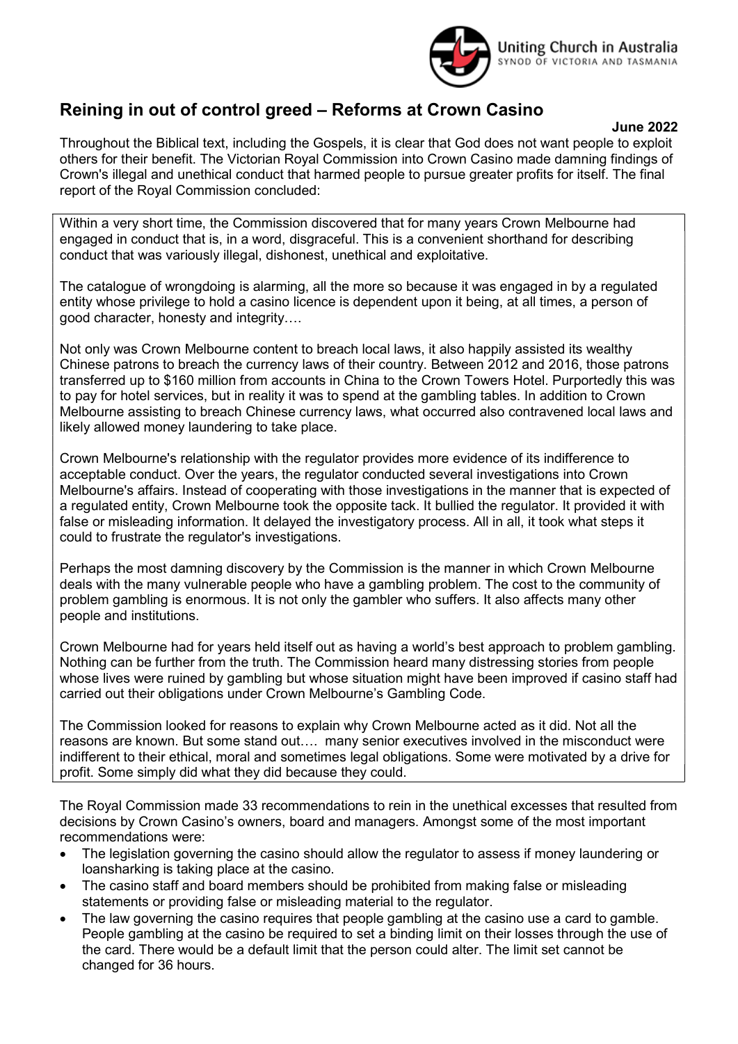Uniting Church in Australia
SYNOD OF VICTORIA AND TASMANIA

## Reining in out of control greed – Reforms at Crown Casino

**June 2022**

Throughout the Biblical text, including the Gospels, it is clear that God does not want people to exploit others for their benefit. The Victorian Royal Commission into Crown Casino made damning findings of Crown's illegal and unethical conduct that harmed people to pursue greater profits for itself. The final report of the Royal Commission concluded:

> Within a very short time, the Commission discovered that for many years Crown Melbourne had engaged in conduct that is, in a word, disgraceful. This is a convenient shorthand for describing conduct that was variously illegal, dishonest, unethical and exploitative.
>
> The catalogue of wrongdoing is alarming, all the more so because it was engaged in by a regulated entity whose privilege to hold a casino licence is dependent upon it being, at all times, a person of good character, honesty and integrity….
>
> Not only was Crown Melbourne content to breach local laws, it also happily assisted its wealthy Chinese patrons to breach the currency laws of their country. Between 2012 and 2016, those patrons transferred up to $160 million from accounts in China to the Crown Towers Hotel. Purportedly this was to pay for hotel services, but in reality it was to spend at the gambling tables. In addition to Crown Melbourne assisting to breach Chinese currency laws, what occurred also contravened local laws and likely allowed money laundering to take place.
>
> Crown Melbourne's relationship with the regulator provides more evidence of its indifference to acceptable conduct. Over the years, the regulator conducted several investigations into Crown Melbourne's affairs. Instead of cooperating with those investigations in the manner that is expected of a regulated entity, Crown Melbourne took the opposite tack. It bullied the regulator. It provided it with false or misleading information. It delayed the investigatory process. All in all, it took what steps it could to frustrate the regulator's investigations.
>
> Perhaps the most damning discovery by the Commission is the manner in which Crown Melbourne deals with the many vulnerable people who have a gambling problem. The cost to the community of problem gambling is enormous. It is not only the gambler who suffers. It also affects many other people and institutions.
>
> Crown Melbourne had for years held itself out as having a world's best approach to problem gambling. Nothing can be further from the truth. The Commission heard many distressing stories from people whose lives were ruined by gambling but whose situation might have been improved if casino staff had carried out their obligations under Crown Melbourne's Gambling Code.
>
> The Commission looked for reasons to explain why Crown Melbourne acted as it did. Not all the reasons are known. But some stand out…. many senior executives involved in the misconduct were indifferent to their ethical, moral and sometimes legal obligations. Some were motivated by a drive for profit. Some simply did what they did because they could.

The Royal Commission made 33 recommendations to rein in the unethical excesses that resulted from decisions by Crown Casino's owners, board and managers. Amongst some of the most important recommendations were:

- The legislation governing the casino should allow the regulator to assess if money laundering or loansharking is taking place at the casino.
- The casino staff and board members should be prohibited from making false or misleading statements or providing false or misleading material to the regulator.
- The law governing the casino requires that people gambling at the casino use a card to gamble. People gambling at the casino be required to set a binding limit on their losses through the use of the card. There would be a default limit that the person could alter. The limit set cannot be changed for 36 hours.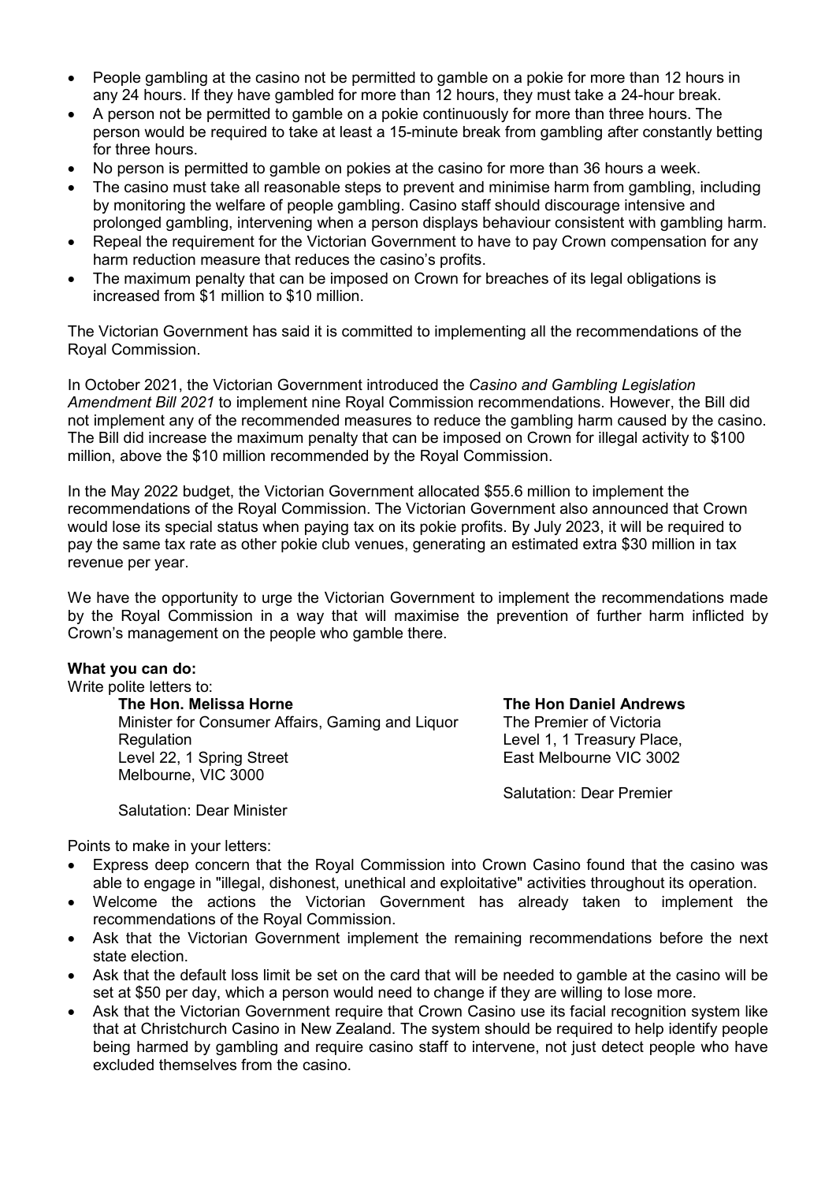- People gambling at the casino not be permitted to gamble on a pokie for more than 12 hours in any 24 hours. If they have gambled for more than 12 hours, they must take a 24-hour break.
- A person not be permitted to gamble on a pokie continuously for more than three hours. The person would be required to take at least a 15-minute break from gambling after constantly betting for three hours.
- No person is permitted to gamble on pokies at the casino for more than 36 hours a week.
- The casino must take all reasonable steps to prevent and minimise harm from gambling, including by monitoring the welfare of people gambling. Casino staff should discourage intensive and prolonged gambling, intervening when a person displays behaviour consistent with gambling harm.
- Repeal the requirement for the Victorian Government to have to pay Crown compensation for any harm reduction measure that reduces the casino's profits.
- The maximum penalty that can be imposed on Crown for breaches of its legal obligations is increased from $1 million to $10 million.

The Victorian Government has said it is committed to implementing all the recommendations of the Royal Commission.

In October 2021, the Victorian Government introduced the *Casino and Gambling Legislation Amendment Bill 2021* to implement nine Royal Commission recommendations. However, the Bill did not implement any of the recommended measures to reduce the gambling harm caused by the casino. The Bill did increase the maximum penalty that can be imposed on Crown for illegal activity to $100 million, above the $10 million recommended by the Royal Commission.

In the May 2022 budget, the Victorian Government allocated $55.6 million to implement the recommendations of the Royal Commission. The Victorian Government also announced that Crown would lose its special status when paying tax on its pokie profits. By July 2023, it will be required to pay the same tax rate as other pokie club venues, generating an estimated extra $30 million in tax revenue per year.

We have the opportunity to urge the Victorian Government to implement the recommendations made by the Royal Commission in a way that will maximise the prevention of further harm inflicted by Crown's management on the people who gamble there.

**What you can do:**

Write polite letters to:

**The Hon. Melissa Horne**
Minister for Consumer Affairs, Gaming and Liquor Regulation
Level 22, 1 Spring Street
Melbourne, VIC 3000

Salutation: Dear Minister

**The Hon Daniel Andrews**
The Premier of Victoria
Level 1, 1 Treasury Place,
East Melbourne VIC 3002

Salutation: Dear Premier

Points to make in your letters:

- Express deep concern that the Royal Commission into Crown Casino found that the casino was able to engage in "illegal, dishonest, unethical and exploitative" activities throughout its operation.
- Welcome the actions the Victorian Government has already taken to implement the recommendations of the Royal Commission.
- Ask that the Victorian Government implement the remaining recommendations before the next state election.
- Ask that the default loss limit be set on the card that will be needed to gamble at the casino will be set at $50 per day, which a person would need to change if they are willing to lose more.
- Ask that the Victorian Government require that Crown Casino use its facial recognition system like that at Christchurch Casino in New Zealand. The system should be required to help identify people being harmed by gambling and require casino staff to intervene, not just detect people who have excluded themselves from the casino.